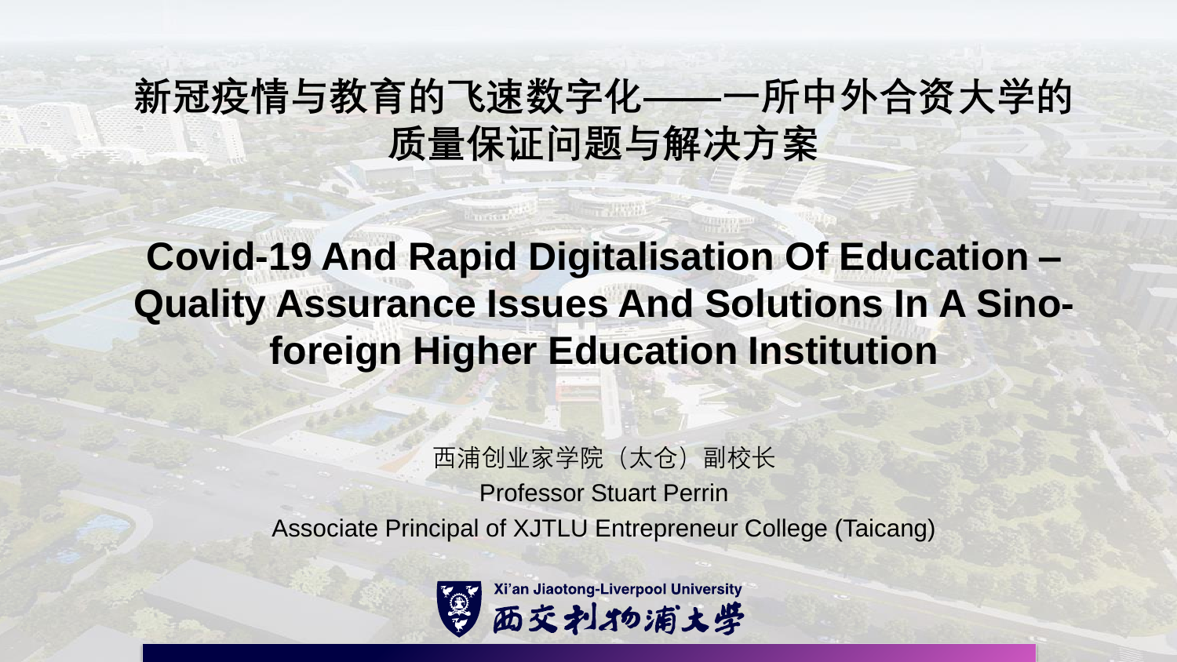# 新冠疫情与教育的飞速数字化——一所中外合资大学的质量保证问题与解决方案

# Covid-19 And Rapid Digitalisation Of Education – Quality Assurance Issues And Solutions In A Sino-foreign Higher Education Institution

西浦创业家学院（太仓）副校长

Professor Stuart Perrin

Associate Principal of XJTLU Entrepreneur College (Taicang)

Xi'an Jiaotong-Liverpool University

西交利物浦大学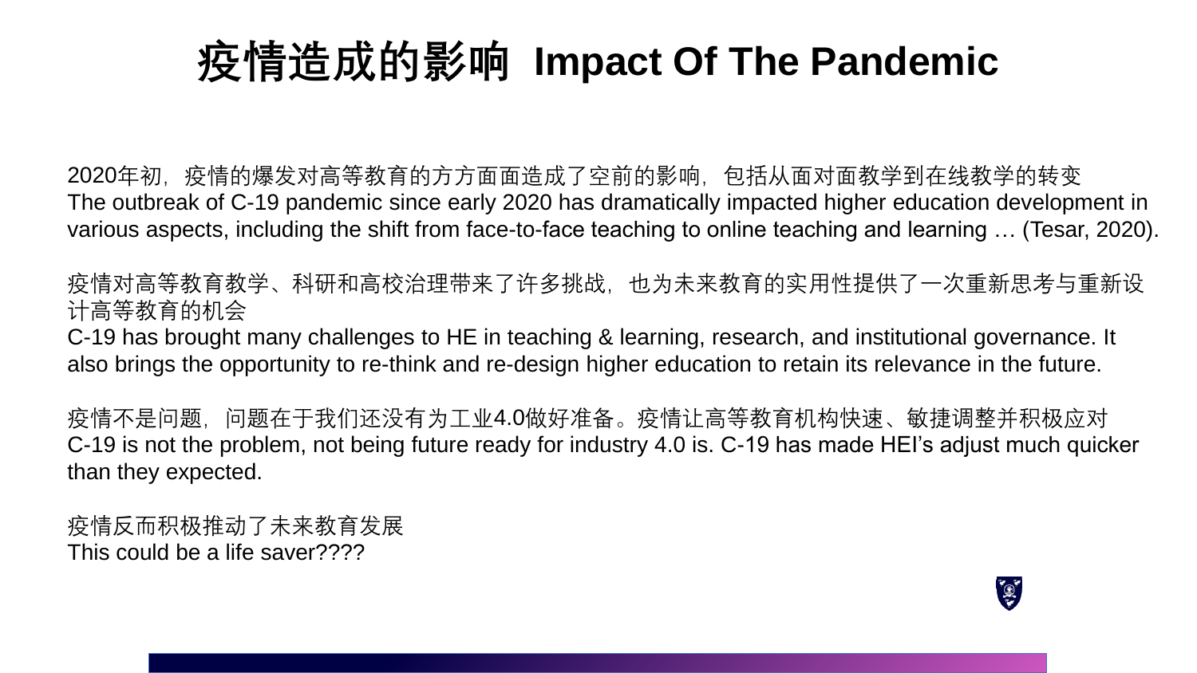# 疫情造成的影响 Impact Of The Pandemic

2020年初，疫情的爆发对高等教育的方方面面造成了空前的影响，包括从面对面教学到在线教学的转变
The outbreak of C-19 pandemic since early 2020 has dramatically impacted higher education development in various aspects, including the shift from face-to-face teaching to online teaching and learning … (Tesar, 2020).

疫情对高等教育教学、科研和高校治理带来了许多挑战，也为未来教育的实用性提供了一次重新思考与重新设计高等教育的机会
C-19 has brought many challenges to HE in teaching & learning, research, and institutional governance. It also brings the opportunity to re-think and re-design higher education to retain its relevance in the future.

疫情不是问题，问题在于我们还没有为工业4.0做好准备。疫情让高等教育机构快速、敏捷调整并积极应对
C-19 is not the problem, not being future ready for industry 4.0 is. C-19 has made HEI’s adjust much quicker than they expected.

疫情反而积极推动了未来教育发展
This could be a life saver????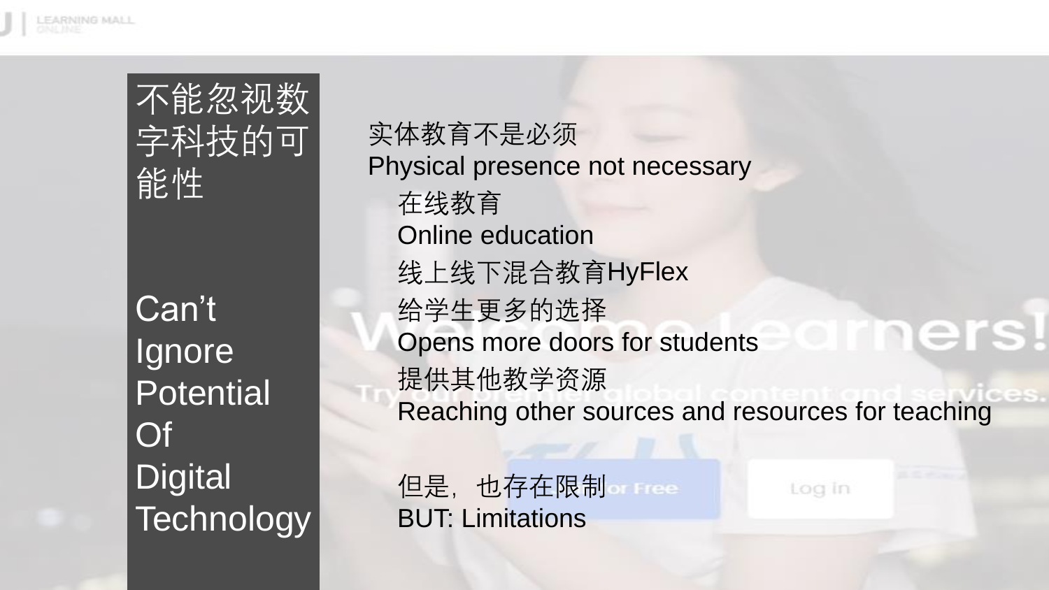# 不能忽视数字科技的可能性

# Can't Ignore Potential Of Digital Technology

实体教育不是必须
Physical presence not necessary

- 在线教育
  Online education
- 线上线下混合教育HyFlex
- 给学生更多的选择
  Opens more doors for students
- 提供其他教学资源
  Reaching other sources and resources for teaching

但是，也存在限制
BUT: Limitations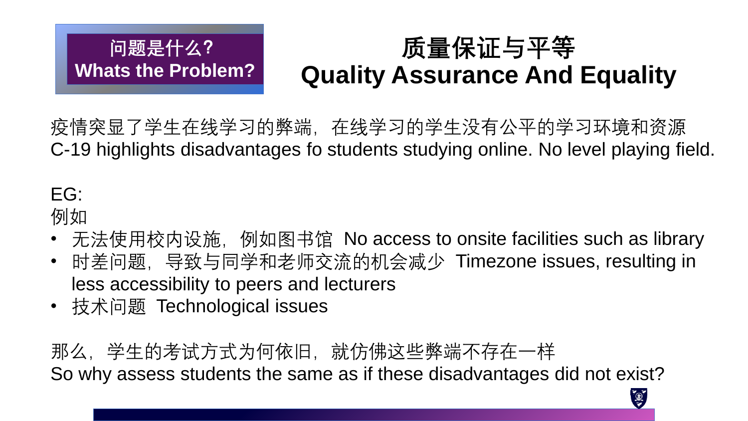**问题是什么?**
**Whats the Problem?**

# 质量保证与平等
# Quality Assurance And Equality

疫情突显了学生在线学习的弊端，在线学习的学生没有公平的学习环境和资源
C-19 highlights disadvantages fo students studying online. No level playing field.

EG:
例如

- 无法使用校内设施，例如图书馆 No access to onsite facilities such as library
- 时差问题，导致与同学和老师交流的机会减少 Timezone issues, resulting in less accessibility to peers and lecturers
- 技术问题 Technological issues

那么，学生的考试方式为何依旧，就仿佛这些弊端不存在一样
So why assess students the same as if these disadvantages did not exist?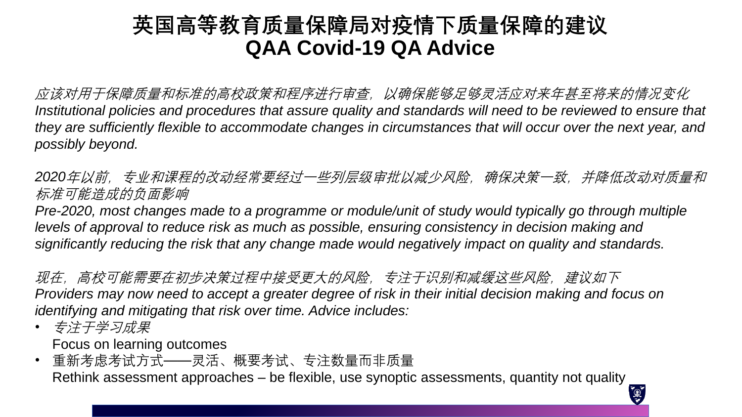# 英国高等教育质量保障局对疫情下质量保障的建议
# QAA Covid-19 QA Advice

*应该对用于保障质量和标准的高校政策和程序进行审查，以确保能够足够灵活应对来年甚至将来的情况变化*
*Institutional policies and procedures that assure quality and standards will need to be reviewed to ensure that they are sufficiently flexible to accommodate changes in circumstances that will occur over the next year, and possibly beyond.*

*2020年以前，专业和课程的改动经常要经过一些列层级审批以减少风险，确保决策一致，并降低改动对质量和标准可能造成的负面影响*
*Pre-2020, most changes made to a programme or module/unit of study would typically go through multiple levels of approval to reduce risk as much as possible, ensuring consistency in decision making and significantly reducing the risk that any change made would negatively impact on quality and standards.*

*现在，高校可能需要在初步决策过程中接受更大的风险，专注于识别和减缓这些风险，建议如下*
*Providers may now need to accept a greater degree of risk in their initial decision making and focus on identifying and mitigating that risk over time. Advice includes:*

- *专注于学习成果*
  Focus on learning outcomes
- 重新考虑考试方式——灵活、概要考试、专注数量而非质量
  Rethink assessment approaches – be flexible, use synoptic assessments, quantity not quality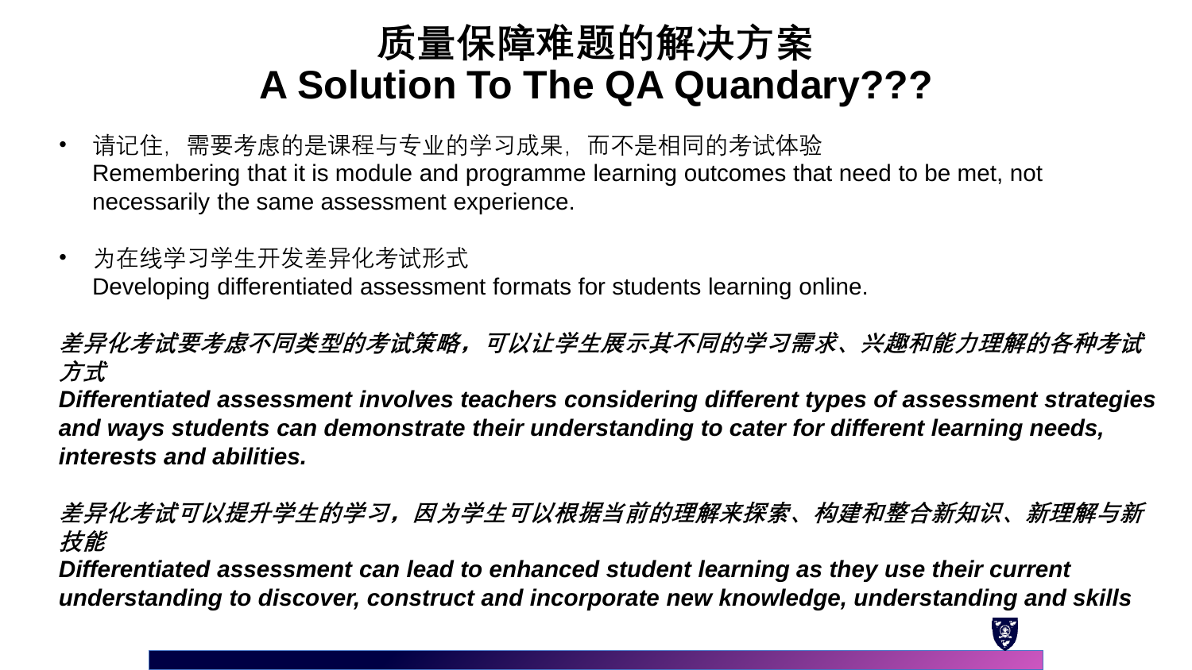# 质量保障难题的解决方案
# A Solution To The QA Quandary???

- 请记住，需要考虑的是课程与专业的学习成果，而不是相同的考试体验
  Remembering that it is module and programme learning outcomes that need to be met, not necessarily the same assessment experience.

- 为在线学习学生开发差异化考试形式
  Developing differentiated assessment formats for students learning online.

***差异化考试要考虑不同类型的考试策略，可以让学生展示其不同的学习需求、兴趣和能力理解的各种考试方式***
***Differentiated assessment involves teachers considering different types of assessment strategies and ways students can demonstrate their understanding to cater for different learning needs, interests and abilities.***

***差异化考试可以提升学生的学习，因为学生可以根据当前的理解来探索、构建和整合新知识、新理解与新技能***
***Differentiated assessment can lead to enhanced student learning as they use their current understanding to discover, construct and incorporate new knowledge, understanding and skills***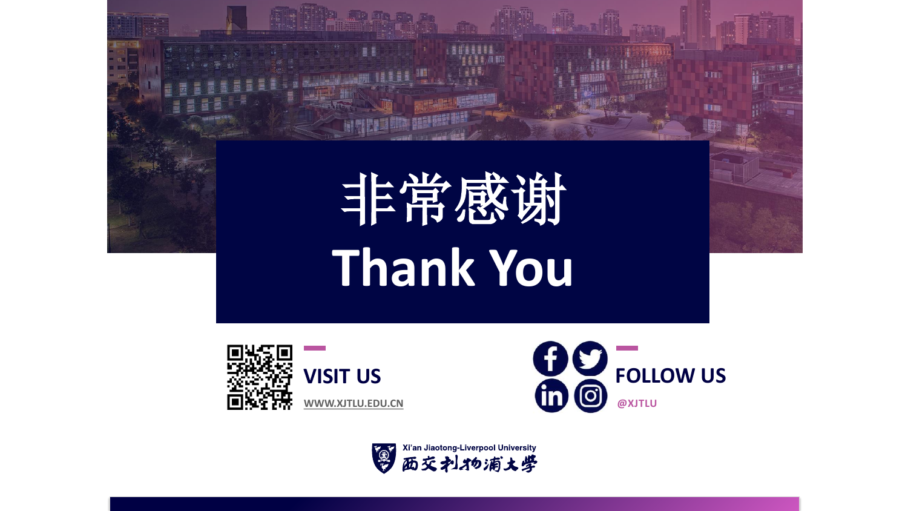# 非常感谢

# Thank You

**VISIT US**

WWW.XJTLU.EDU.CN

**FOLLOW US**

@XJTLU

Xi'an Jiaotong-Liverpool University

西交利物浦大学